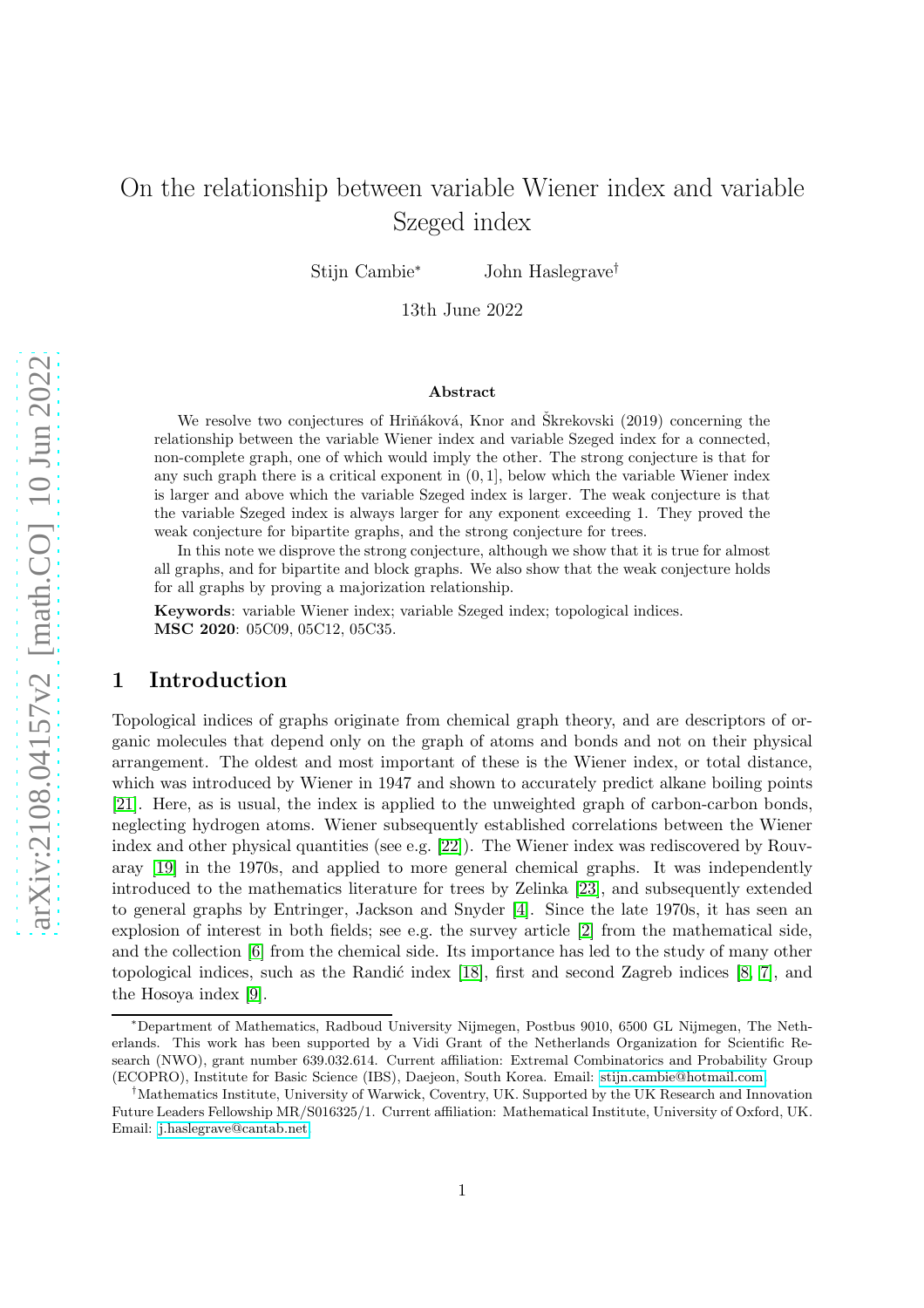# On the relationship between variable Wiener index and variable Szeged index

Stijn Cambie* John Haslegrave†

13th June 2022

### Abstract

We resolve two conjectures of Hriňáková, Knor and Škrekovski (2019) concerning the relationship between the variable Wiener index and variable Szeged index for a connected, non-complete graph, one of which would imply the other. The strong conjecture is that for any such graph there is a critical exponent in $(0, 1]$, below which the variable Wiener index is larger and above which the variable Szeged index is larger. The weak conjecture is that the variable Szeged index is always larger for any exponent exceeding 1. They proved the weak conjecture for bipartite graphs, and the strong conjecture for trees.

In this note we disprove the strong conjecture, although we show that it is true for almost all graphs, and for bipartite and block graphs. We also show that the weak conjecture holds for all graphs by proving a majorization relationship.

**Keywords**: variable Wiener index; variable Szeged index; topological indices.
**MSC 2020**: 05C09, 05C12, 05C35.

## 1 Introduction

Topological indices of graphs originate from chemical graph theory, and are descriptors of organic molecules that depend only on the graph of atoms and bonds and not on their physical arrangement. The oldest and most important of these is the Wiener index, or total distance, which was introduced by Wiener in 1947 and shown to accurately predict alkane boiling points [21]. Here, as is usual, the index is applied to the unweighted graph of carbon-carbon bonds, neglecting hydrogen atoms. Wiener subsequently established correlations between the Wiener index and other physical quantities (see e.g. [22]). The Wiener index was rediscovered by Rouvaray [19] in the 1970s, and applied to more general chemical graphs. It was independently introduced to the mathematics literature for trees by Zelinka [23], and subsequently extended to general graphs by Entringer, Jackson and Snyder [4]. Since the late 1970s, it has seen an explosion of interest in both fields; see e.g. the survey article [2] from the mathematical side, and the collection [6] from the chemical side. Its importance has led to the study of many other topological indices, such as the Randić index [18], first and second Zagreb indices [8, 7], and the Hosoya index [9].

---

*Department of Mathematics, Radboud University Nijmegen, Postbus 9010, 6500 GL Nijmegen, The Netherlands. This work has been supported by a Vidi Grant of the Netherlands Organization for Scientific Research (NWO), grant number 639.032.614. Current affiliation: Extremal Combinatorics and Probability Group (ECOPRO), Institute for Basic Science (IBS), Daejeon, South Korea. Email: stijn.cambie@hotmail.com

†Mathematics Institute, University of Warwick, Coventry, UK. Supported by the UK Research and Innovation Future Leaders Fellowship MR/S016325/1. Current affiliation: Mathematical Institute, University of Oxford, UK. Email: j.haslegrave@cantab.net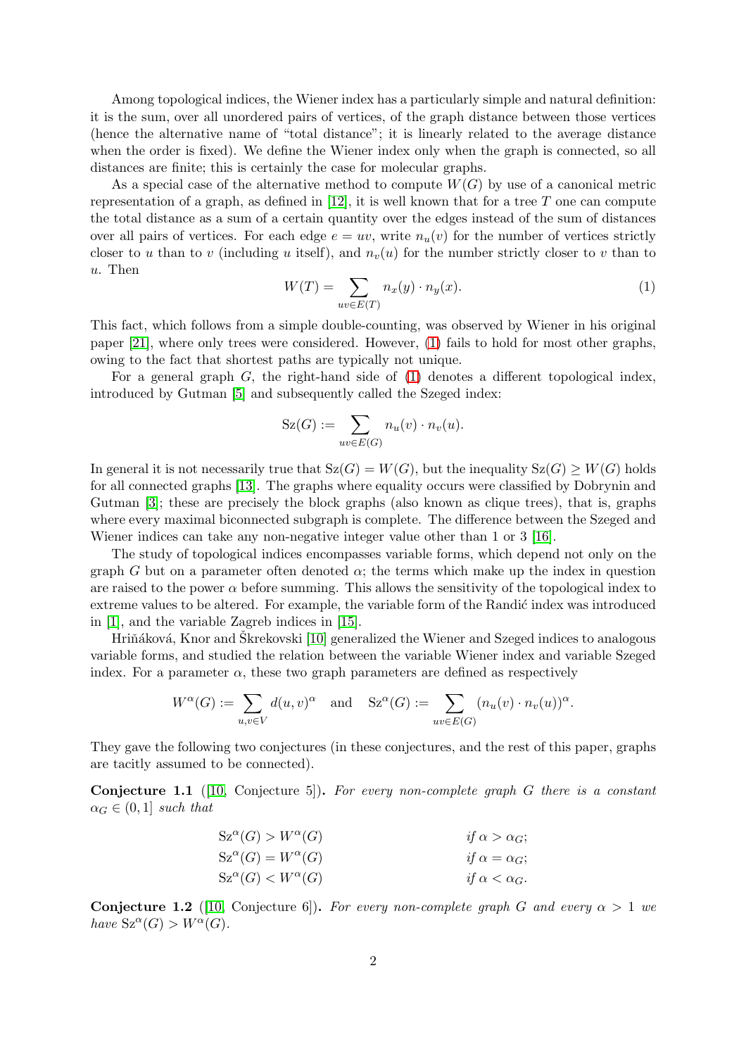Among topological indices, the Wiener index has a particularly simple and natural definition: it is the sum, over all unordered pairs of vertices, of the graph distance between those vertices (hence the alternative name of "total distance"; it is linearly related to the average distance when the order is fixed). We define the Wiener index only when the graph is connected, so all distances are finite; this is certainly the case for molecular graphs.

As a special case of the alternative method to compute $W(G)$ by use of a canonical metric representation of a graph, as defined in [12], it is well known that for a tree $T$ one can compute the total distance as a sum of a certain quantity over the edges instead of the sum of distances over all pairs of vertices. For each edge $e = uv$, write $n_u(v)$ for the number of vertices strictly closer to $u$ than to $v$ (including $u$ itself), and $n_v(u)$ for the number strictly closer to $v$ than to $u$. Then

$$W(T) = \sum_{uv \in E(T)} n_x(y) \cdot n_y(x). \tag{1}$$

This fact, which follows from a simple double-counting, was observed by Wiener in his original paper [21], where only trees were considered. However, (1) fails to hold for most other graphs, owing to the fact that shortest paths are typically not unique.

For a general graph $G$, the right-hand side of (1) denotes a different topological index, introduced by Gutman [5] and subsequently called the Szeged index:

$$\mathrm{Sz}(G) := \sum_{uv \in E(G)} n_u(v) \cdot n_v(u).$$

In general it is not necessarily true that $\mathrm{Sz}(G) = W(G)$, but the inequality $\mathrm{Sz}(G) \geq W(G)$ holds for all connected graphs [13]. The graphs where equality occurs were classified by Dobrynin and Gutman [3]; these are precisely the block graphs (also known as clique trees), that is, graphs where every maximal biconnected subgraph is complete. The difference between the Szeged and Wiener indices can take any non-negative integer value other than 1 or 3 [16].

The study of topological indices encompasses variable forms, which depend not only on the graph $G$ but on a parameter often denoted $\alpha$; the terms which make up the index in question are raised to the power $\alpha$ before summing. This allows the sensitivity of the topological index to extreme values to be altered. For example, the variable form of the Randić index was introduced in [1], and the variable Zagreb indices in [15].

Hriňáková, Knor and Škrekovski [10] generalized the Wiener and Szeged indices to analogous variable forms, and studied the relation between the variable Wiener index and variable Szeged index. For a parameter $\alpha$, these two graph parameters are defined as respectively

$$W^\alpha(G) := \sum_{u,v \in V} d(u,v)^\alpha \quad \text{and} \quad \mathrm{Sz}^\alpha(G) := \sum_{uv \in E(G)} (n_u(v) \cdot n_v(u))^\alpha.$$

They gave the following two conjectures (in these conjectures, and the rest of this paper, graphs are tacitly assumed to be connected).

**Conjecture 1.1** ([10, Conjecture 5])**.** *For every non-complete graph $G$ there is a constant $\alpha_G \in (0,1]$ such that*

$$\begin{aligned}
\mathrm{Sz}^\alpha(G) &> W^\alpha(G) && \text{if } \alpha > \alpha_G;\\
\mathrm{Sz}^\alpha(G) &= W^\alpha(G) && \text{if } \alpha = \alpha_G;\\
\mathrm{Sz}^\alpha(G) &< W^\alpha(G) && \text{if } \alpha < \alpha_G.
\end{aligned}$$

**Conjecture 1.2** ([10, Conjecture 6])**.** *For every non-complete graph $G$ and every $\alpha > 1$ we have $\mathrm{Sz}^\alpha(G) > W^\alpha(G)$.*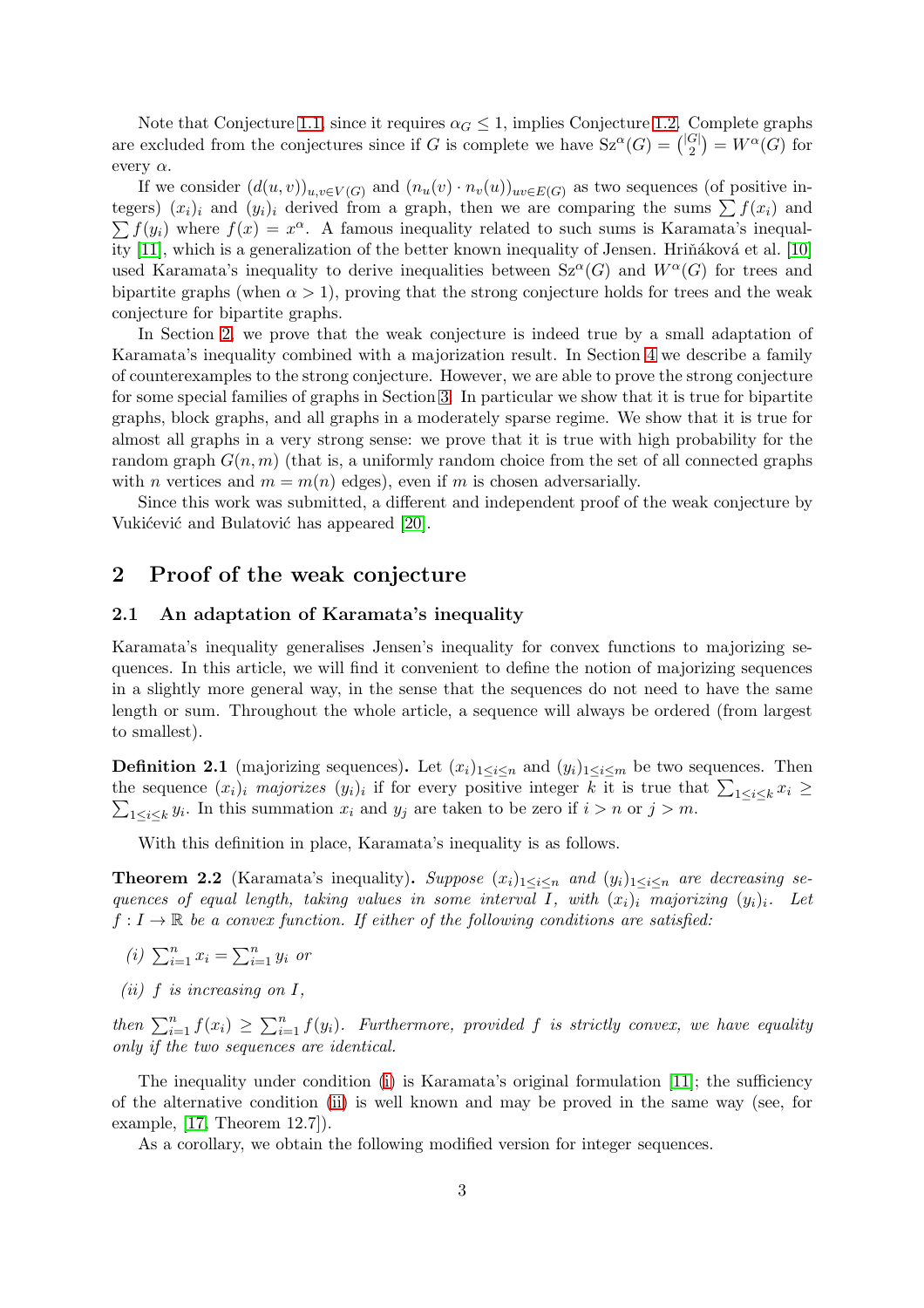Note that Conjecture 1.1, since it requires $\alpha_G \leq 1$, implies Conjecture 1.2. Complete graphs are excluded from the conjectures since if $G$ is complete we have $\mathrm{Sz}^\alpha(G) = \binom{|G|}{2} = W^\alpha(G)$ for every $\alpha$.

If we consider $(d(u,v))_{u,v\in V(G)}$ and $(n_u(v) \cdot n_v(u))_{uv\in E(G)}$ as two sequences (of positive integers) $(x_i)_i$ and $(y_i)_i$ derived from a graph, then we are comparing the sums $\sum f(x_i)$ and $\sum f(y_i)$ where $f(x) = x^\alpha$. A famous inequality related to such sums is Karamata's inequality [11], which is a generalization of the better known inequality of Jensen. Hriňáková et al. [10] used Karamata's inequality to derive inequalities between $\mathrm{Sz}^\alpha(G)$ and $W^\alpha(G)$ for trees and bipartite graphs (when $\alpha > 1$), proving that the strong conjecture holds for trees and the weak conjecture for bipartite graphs.

In Section 2, we prove that the weak conjecture is indeed true by a small adaptation of Karamata's inequality combined with a majorization result. In Section 4 we describe a family of counterexamples to the strong conjecture. However, we are able to prove the strong conjecture for some special families of graphs in Section 3. In particular we show that it is true for bipartite graphs, block graphs, and all graphs in a moderately sparse regime. We show that it is true for almost all graphs in a very strong sense: we prove that it is true with high probability for the random graph $G(n,m)$ (that is, a uniformly random choice from the set of all connected graphs with $n$ vertices and $m = m(n)$ edges), even if $m$ is chosen adversarially.

Since this work was submitted, a different and independent proof of the weak conjecture by Vukićević and Bulatović has appeared [20].

## 2 Proof of the weak conjecture

### 2.1 An adaptation of Karamata's inequality

Karamata's inequality generalises Jensen's inequality for convex functions to majorizing sequences. In this article, we will find it convenient to define the notion of majorizing sequences in a slightly more general way, in the sense that the sequences do not need to have the same length or sum. Throughout the whole article, a sequence will always be ordered (from largest to smallest).

**Definition 2.1** (majorizing sequences)**.** Let $(x_i)_{1\leq i\leq n}$ and $(y_i)_{1\leq i\leq m}$ be two sequences. Then the sequence $(x_i)_i$ *majorizes* $(y_i)_i$ if for every positive integer $k$ it is true that $\sum_{1\leq i\leq k} x_i \geq \sum_{1\leq i\leq k} y_i$. In this summation $x_i$ and $y_j$ are taken to be zero if $i > n$ or $j > m$.

With this definition in place, Karamata's inequality is as follows.

**Theorem 2.2** (Karamata's inequality)**.** *Suppose $(x_i)_{1\leq i\leq n}$ and $(y_i)_{1\leq i\leq n}$ are decreasing sequences of equal length, taking values in some interval $I$, with $(x_i)_i$ majorizing $(y_i)_i$. Let $f : I \to \mathbb{R}$ be a convex function. If either of the following conditions are satisfied:*

*(i) $\sum_{i=1}^n x_i = \sum_{i=1}^n y_i$ or*

*(ii) $f$ is increasing on $I$,*

*then $\sum_{i=1}^n f(x_i) \geq \sum_{i=1}^n f(y_i)$. Furthermore, provided $f$ is strictly convex, we have equality only if the two sequences are identical.*

The inequality under condition (i) is Karamata's original formulation [11]; the sufficiency of the alternative condition (ii) is well known and may be proved in the same way (see, for example, [17, Theorem 12.7]).

As a corollary, we obtain the following modified version for integer sequences.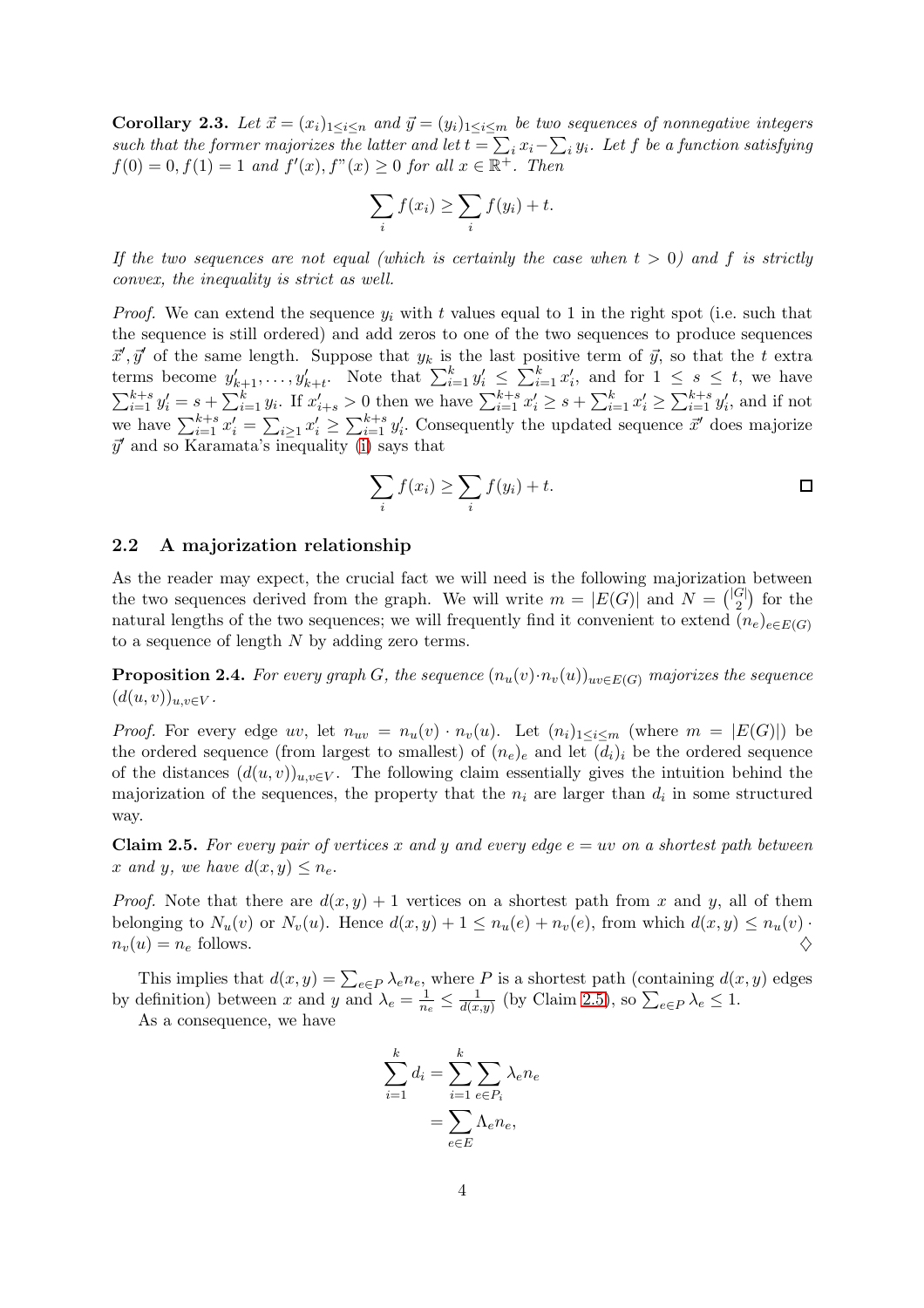**Corollary 2.3.** *Let $\vec{x} = (x_i)_{1 \le i \le n}$ and $\vec{y} = (y_i)_{1 \le i \le m}$ be two sequences of nonnegative integers such that the former majorizes the latter and let $t = \sum_i x_i - \sum_i y_i$. Let $f$ be a function satisfying $f(0) = 0, f(1) = 1$ and $f'(x), f"(x) \ge 0$ for all $x \in \mathbb{R}^+$. Then*

$$\sum_i f(x_i) \ge \sum_i f(y_i) + t.$$

*If the two sequences are not equal (which is certainly the case when $t > 0$) and $f$ is strictly convex, the inequality is strict as well.*

*Proof.* We can extend the sequence $y_i$ with $t$ values equal to 1 in the right spot (i.e. such that the sequence is still ordered) and add zeros to one of the two sequences to produce sequences $\vec{x}', \vec{y}'$ of the same length. Suppose that $y_k$ is the last positive term of $\vec{y}$, so that the $t$ extra terms become $y'_{k+1}, \dots, y'_{k+t}$. Note that $\sum_{i=1}^k y'_i \le \sum_{i=1}^k x'_i$, and for $1 \le s \le t$, we have $\sum_{i=1}^{k+s} y'_i = s + \sum_{i=1}^k y_i$. If $x'_{i+s} > 0$ then we have $\sum_{i=1}^{k+s} x'_i \ge s + \sum_{i=1}^k x'_i \ge \sum_{i=1}^{k+s} y'_i$, and if not we have $\sum_{i=1}^{k+s} x'_i = \sum_{i \ge 1} x'_i \ge \sum_{i=1}^{k+s} y'_i$. Consequently the updated sequence $\vec{x}'$ does majorize $\vec{y}'$ and so Karamata's inequality (1) says that

$$\sum_i f(x_i) \ge \sum_i f(y_i) + t.$$

□

## 2.2 A majorization relationship

As the reader may expect, the crucial fact we will need is the following majorization between the two sequences derived from the graph. We will write $m = |E(G)|$ and $N = \binom{|G|}{2}$ for the natural lengths of the two sequences; we will frequently find it convenient to extend $(n_e)_{e \in E(G)}$ to a sequence of length $N$ by adding zero terms.

**Proposition 2.4.** *For every graph $G$, the sequence $(n_u(v) \cdot n_v(u))_{uv \in E(G)}$ majorizes the sequence $(d(u,v))_{u,v \in V}$.*

*Proof.* For every edge $uv$, let $n_{uv} = n_u(v) \cdot n_v(u)$. Let $(n_i)_{1 \le i \le m}$ (where $m = |E(G)|$) be the ordered sequence (from largest to smallest) of $(n_e)_e$ and let $(d_i)_i$ be the ordered sequence of the distances $(d(u,v))_{u,v \in V}$. The following claim essentially gives the intuition behind the majorization of the sequences, the property that the $n_i$ are larger than $d_i$ in some structured way.

**Claim 2.5.** *For every pair of vertices $x$ and $y$ and every edge $e = uv$ on a shortest path between $x$ and $y$, we have $d(x,y) \le n_e$.*

*Proof.* Note that there are $d(x,y) + 1$ vertices on a shortest path from $x$ and $y$, all of them belonging to $N_u(v)$ or $N_v(u)$. Hence $d(x,y) + 1 \le n_u(e) + n_v(e)$, from which $d(x,y) \le n_u(v) \cdot n_v(u) = n_e$ follows. ♢

This implies that $d(x,y) = \sum_{e \in P} \lambda_e n_e$, where $P$ is a shortest path (containing $d(x,y)$ edges by definition) between $x$ and $y$ and $\lambda_e = \frac{1}{n_e} \le \frac{1}{d(x,y)}$ (by Claim 2.5), so $\sum_{e \in P} \lambda_e \le 1$.

As a consequence, we have

$$\begin{aligned}
\sum_{i=1}^k d_i &= \sum_{i=1}^k \sum_{e \in P_i} \lambda_e n_e \\
&= \sum_{e \in E} \Lambda_e n_e,
\end{aligned}$$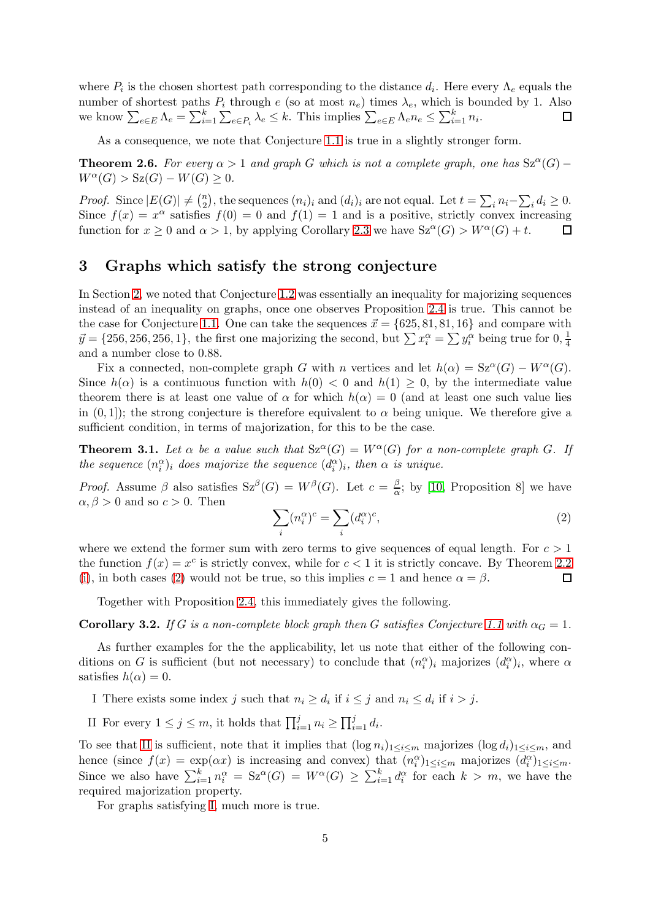where $P_i$ is the chosen shortest path corresponding to the distance $d_i$. Here every $\Lambda_e$ equals the number of shortest paths $P_i$ through $e$ (so at most $n_e$) times $\lambda_e$, which is bounded by 1. Also we know $\sum_{e\in E}\Lambda_e = \sum_{i=1}^k \sum_{e\in P_i}\lambda_e \le k$. This implies $\sum_{e\in E}\Lambda_e n_e \le \sum_{i=1}^k n_i$. □

As a consequence, we note that Conjecture 1.1 is true in a slightly stronger form.

**Theorem 2.6.** *For every $\alpha > 1$ and graph $G$ which is not a complete graph, one has $\mathrm{Sz}^\alpha(G) - W^\alpha(G) > \mathrm{Sz}(G) - W(G) \ge 0$.*

*Proof.* Since $|E(G)| \ne \binom{n}{2}$, the sequences $(n_i)_i$ and $(d_i)_i$ are not equal. Let $t = \sum_i n_i - \sum_i d_i \ge 0$. Since $f(x) = x^\alpha$ satisfies $f(0) = 0$ and $f(1) = 1$ and is a positive, strictly convex increasing function for $x \ge 0$ and $\alpha > 1$, by applying Corollary 2.3 we have $\mathrm{Sz}^\alpha(G) > W^\alpha(G) + t$. □

## 3 Graphs which satisfy the strong conjecture

In Section 2, we noted that Conjecture 1.2 was essentially an inequality for majorizing sequences instead of an inequality on graphs, once one observes Proposition 2.4 is true. This cannot be the case for Conjecture 1.1. One can take the sequences $\vec{x} = \{625, 81, 81, 16\}$ and compare with $\vec{y} = \{256, 256, 256, 1\}$, the first one majorizing the second, but $\sum x_i^\alpha = \sum y_i^\alpha$ being true for $0, \frac{1}{4}$ and a number close to 0.88.

Fix a connected, non-complete graph $G$ with $n$ vertices and let $h(\alpha) = \mathrm{Sz}^\alpha(G) - W^\alpha(G)$. Since $h(\alpha)$ is a continuous function with $h(0) < 0$ and $h(1) \ge 0$, by the intermediate value theorem there is at least one value of $\alpha$ for which $h(\alpha) = 0$ (and at least one such value lies in $(0, 1]$); the strong conjecture is therefore equivalent to $\alpha$ being unique. We therefore give a sufficient condition, in terms of majorization, for this to be the case.

**Theorem 3.1.** *Let $\alpha$ be a value such that $\mathrm{Sz}^\alpha(G) = W^\alpha(G)$ for a non-complete graph $G$. If the sequence $(n_i^\alpha)_i$ does majorize the sequence $(d_i^\alpha)_i$, then $\alpha$ is unique.*

*Proof.* Assume $\beta$ also satisfies $\mathrm{Sz}^\beta(G) = W^\beta(G)$. Let $c = \frac{\beta}{\alpha}$; by [10, Proposition 8] we have $\alpha, \beta > 0$ and so $c > 0$. Then

$$\sum_i (n_i^\alpha)^c = \sum_i (d_i^\alpha)^c, \tag{2}$$

where we extend the former sum with zero terms to give sequences of equal length. For $c > 1$ the function $f(x) = x^c$ is strictly convex, while for $c < 1$ it is strictly concave. By Theorem 2.2 (i), in both cases (2) would not be true, so this implies $c = 1$ and hence $\alpha = \beta$. □

Together with Proposition 2.4, this immediately gives the following.

**Corollary 3.2.** *If $G$ is a non-complete block graph then $G$ satisfies Conjecture 1.1 with $\alpha_G = 1$.*

As further examples for the the applicability, let us note that either of the following conditions on $G$ is sufficient (but not necessary) to conclude that $(n_i^\alpha)_i$ majorizes $(d_i^\alpha)_i$, where $\alpha$ satisfies $h(\alpha) = 0$.

I There exists some index $j$ such that $n_i \ge d_i$ if $i \le j$ and $n_i \le d_i$ if $i > j$.

II For every $1 \le j \le m$, it holds that $\prod_{i=1}^j n_i \ge \prod_{i=1}^j d_i$.

To see that II is sufficient, note that it implies that $(\log n_i)_{1\le i\le m}$ majorizes $(\log d_i)_{1\le i\le m}$, and hence (since $f(x) = \exp(\alpha x)$ is increasing and convex) that $(n_i^\alpha)_{1\le i\le m}$ majorizes $(d_i^\alpha)_{1\le i\le m}$. Since we also have $\sum_{i=1}^k n_i^\alpha = \mathrm{Sz}^\alpha(G) = W^\alpha(G) \ge \sum_{i=1}^k d_i^\alpha$ for each $k > m$, we have the required majorization property.

For graphs satisfying I, much more is true.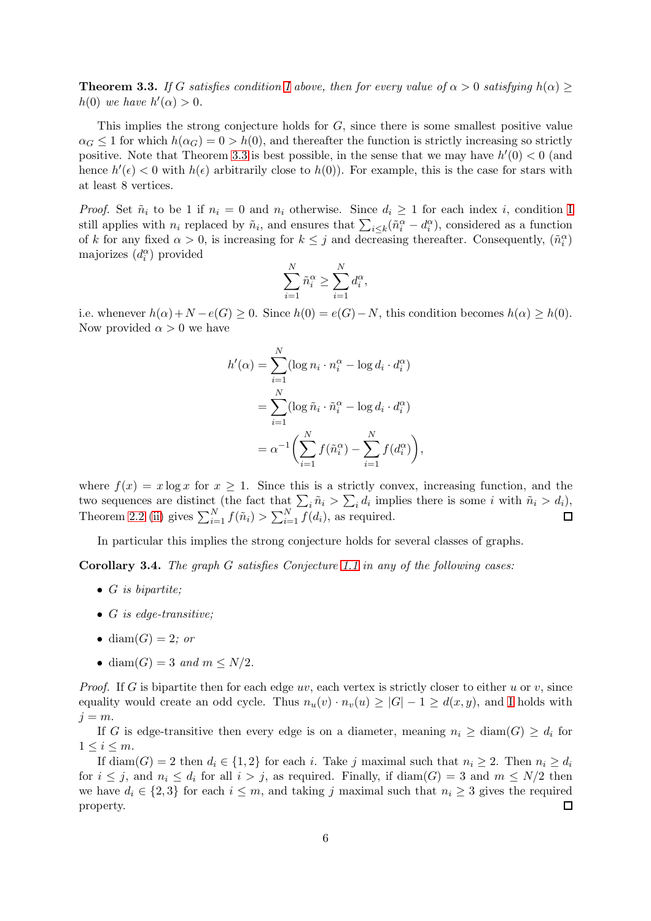**Theorem 3.3.** *If $G$ satisfies condition I above, then for every value of $\alpha > 0$ satisfying $h(\alpha) \geq h(0)$ we have $h'(\alpha) > 0$.*

This implies the strong conjecture holds for $G$, since there is some smallest positive value $\alpha_G \leq 1$ for which $h(\alpha_G) = 0 > h(0)$, and thereafter the function is strictly increasing so strictly positive. Note that Theorem 3.3 is best possible, in the sense that we may have $h'(0) < 0$ (and hence $h'(\epsilon) < 0$ with $h(\epsilon)$ arbitrarily close to $h(0)$). For example, this is the case for stars with at least 8 vertices.

*Proof.* Set $\tilde{n}_i$ to be 1 if $n_i = 0$ and $n_i$ otherwise. Since $d_i \geq 1$ for each index $i$, condition I still applies with $n_i$ replaced by $\tilde{n}_i$, and ensures that $\sum_{i \leq k}(\tilde{n}_i^\alpha - d_i^\alpha)$, considered as a function of $k$ for any fixed $\alpha > 0$, is increasing for $k \leq j$ and decreasing thereafter. Consequently, $(\tilde{n}_i^\alpha)$ majorizes $(d_i^\alpha)$ provided

$$\sum_{i=1}^{N} \tilde{n}_i^\alpha \geq \sum_{i=1}^{N} d_i^\alpha,$$

i.e. whenever $h(\alpha) + N - e(G) \geq 0$. Since $h(0) = e(G) - N$, this condition becomes $h(\alpha) \geq h(0)$. Now provided $\alpha > 0$ we have

$$\begin{aligned}
h'(\alpha) &= \sum_{i=1}^{N} (\log n_i \cdot n_i^\alpha - \log d_i \cdot d_i^\alpha) \\
&= \sum_{i=1}^{N} (\log \tilde{n}_i \cdot \tilde{n}_i^\alpha - \log d_i \cdot d_i^\alpha) \\
&= \alpha^{-1} \left( \sum_{i=1}^{N} f(\tilde{n}_i^\alpha) - \sum_{i=1}^{N} f(d_i^\alpha) \right),
\end{aligned}$$

where $f(x) = x \log x$ for $x \geq 1$. Since this is a strictly convex, increasing function, and the two sequences are distinct (the fact that $\sum_i \tilde{n}_i > \sum_i d_i$ implies there is some $i$ with $\tilde{n}_i > d_i$), Theorem 2.2 (ii) gives $\sum_{i=1}^{N} f(\tilde{n}_i) > \sum_{i=1}^{N} f(d_i)$, as required. □

In particular this implies the strong conjecture holds for several classes of graphs.

**Corollary 3.4.** *The graph $G$ satisfies Conjecture 1.1 in any of the following cases:*

- *$G$ is bipartite;*
- *$G$ is edge-transitive;*
- *$\mathrm{diam}(G) = 2$; or*
- *$\mathrm{diam}(G) = 3$ and $m \leq N/2$.*

*Proof.* If $G$ is bipartite then for each edge $uv$, each vertex is strictly closer to either $u$ or $v$, since equality would create an odd cycle. Thus $n_u(v) \cdot n_v(u) \geq |G| - 1 \geq d(x, y)$, and I holds with $j = m$.

If $G$ is edge-transitive then every edge is on a diameter, meaning $n_i \geq \mathrm{diam}(G) \geq d_i$ for $1 \leq i \leq m$.

If $\mathrm{diam}(G) = 2$ then $d_i \in \{1, 2\}$ for each $i$. Take $j$ maximal such that $n_i \geq 2$. Then $n_i \geq d_i$ for $i \leq j$, and $n_i \leq d_i$ for all $i > j$, as required. Finally, if $\mathrm{diam}(G) = 3$ and $m \leq N/2$ then we have $d_i \in \{2, 3\}$ for each $i \leq m$, and taking $j$ maximal such that $n_i \geq 3$ gives the required property. □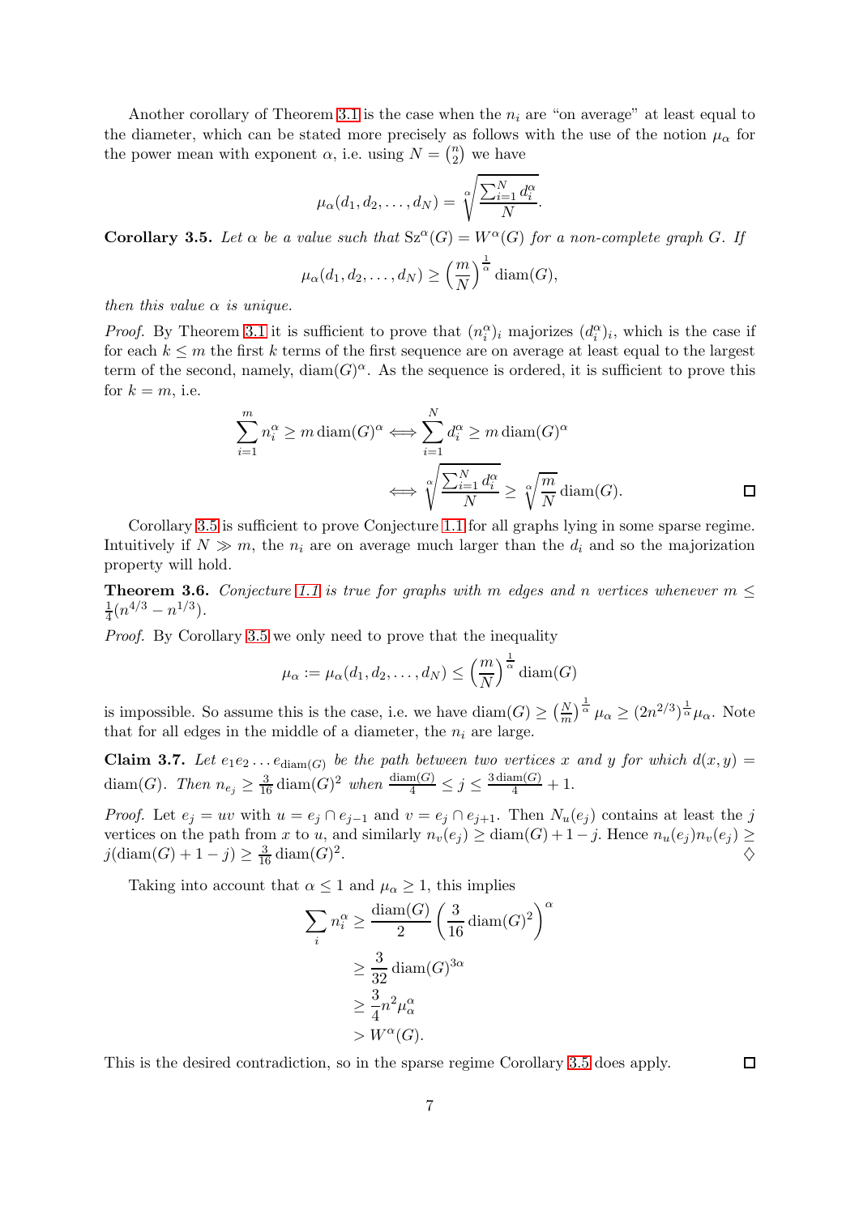Another corollary of Theorem 3.1 is the case when the $n_i$ are "on average" at least equal to the diameter, which can be stated more precisely as follows with the use of the notion $\mu_\alpha$ for the power mean with exponent $\alpha$, i.e. using $N = \binom{n}{2}$ we have

$$\mu_\alpha(d_1, d_2, \dots, d_N) = \sqrt[\alpha]{\frac{\sum_{i=1}^N d_i^\alpha}{N}}.$$

**Corollary 3.5.** *Let $\alpha$ be a value such that $\mathrm{Sz}^\alpha(G) = W^\alpha(G)$ for a non-complete graph $G$. If*

$$\mu_\alpha(d_1, d_2, \dots, d_N) \ge \left(\frac{m}{N}\right)^{\frac{1}{\alpha}} \mathrm{diam}(G),$$

*then this value $\alpha$ is unique.*

*Proof.* By Theorem 3.1 it is sufficient to prove that $(n_i^\alpha)_i$ majorizes $(d_i^\alpha)_i$, which is the case if for each $k \le m$ the first $k$ terms of the first sequence are on average at least equal to the largest term of the second, namely, $\mathrm{diam}(G)^\alpha$. As the sequence is ordered, it is sufficient to prove this for $k = m$, i.e.

$$\sum_{i=1}^m n_i^\alpha \ge m \,\mathrm{diam}(G)^\alpha \iff \sum_{i=1}^N d_i^\alpha \ge m \,\mathrm{diam}(G)^\alpha$$
$$\iff \sqrt[\alpha]{\frac{\sum_{i=1}^N d_i^\alpha}{N}} \ge \sqrt[\alpha]{\frac{m}{N}} \,\mathrm{diam}(G).$$

□

Corollary 3.5 is sufficient to prove Conjecture 1.1 for all graphs lying in some sparse regime. Intuitively if $N \gg m$, the $n_i$ are on average much larger than the $d_i$ and so the majorization property will hold.

**Theorem 3.6.** *Conjecture 1.1 is true for graphs with $m$ edges and $n$ vertices whenever $m \le \frac{1}{4}(n^{4/3} - n^{1/3})$.*

*Proof.* By Corollary 3.5 we only need to prove that the inequality

$$\mu_\alpha := \mu_\alpha(d_1, d_2, \dots, d_N) \le \left(\frac{m}{N}\right)^{\frac{1}{\alpha}} \mathrm{diam}(G)$$

is impossible. So assume this is the case, i.e. we have $\mathrm{diam}(G) \ge \left(\frac{N}{m}\right)^{\frac{1}{\alpha}} \mu_\alpha \ge (2n^{2/3})^{\frac{1}{\alpha}} \mu_\alpha$. Note that for all edges in the middle of a diameter, the $n_i$ are large.

**Claim 3.7.** *Let $e_1 e_2 \dots e_{\mathrm{diam}(G)}$ be the path between two vertices $x$ and $y$ for which $d(x,y) = \mathrm{diam}(G)$. Then $n_{e_j} \ge \frac{3}{16} \mathrm{diam}(G)^2$ when $\frac{\mathrm{diam}(G)}{4} \le j \le \frac{3\,\mathrm{diam}(G)}{4} + 1$.*

*Proof.* Let $e_j = uv$ with $u = e_j \cap e_{j-1}$ and $v = e_j \cap e_{j+1}$. Then $N_u(e_j)$ contains at least the $j$ vertices on the path from $x$ to $u$, and similarly $n_v(e_j) \ge \mathrm{diam}(G) + 1 - j$. Hence $n_u(e_j) n_v(e_j) \ge j(\mathrm{diam}(G) + 1 - j) \ge \frac{3}{16} \mathrm{diam}(G)^2$. ♢

Taking into account that $\alpha \le 1$ and $\mu_\alpha \ge 1$, this implies

$$\begin{aligned}
\sum_i n_i^\alpha &\ge \frac{\mathrm{diam}(G)}{2} \left(\frac{3}{16} \mathrm{diam}(G)^2\right)^\alpha \\
&\ge \frac{3}{32} \mathrm{diam}(G)^{3\alpha} \\
&\ge \frac{3}{4} n^2 \mu_\alpha^\alpha \\
&> W^\alpha(G).
\end{aligned}$$

This is the desired contradiction, so in the sparse regime Corollary 3.5 does apply. □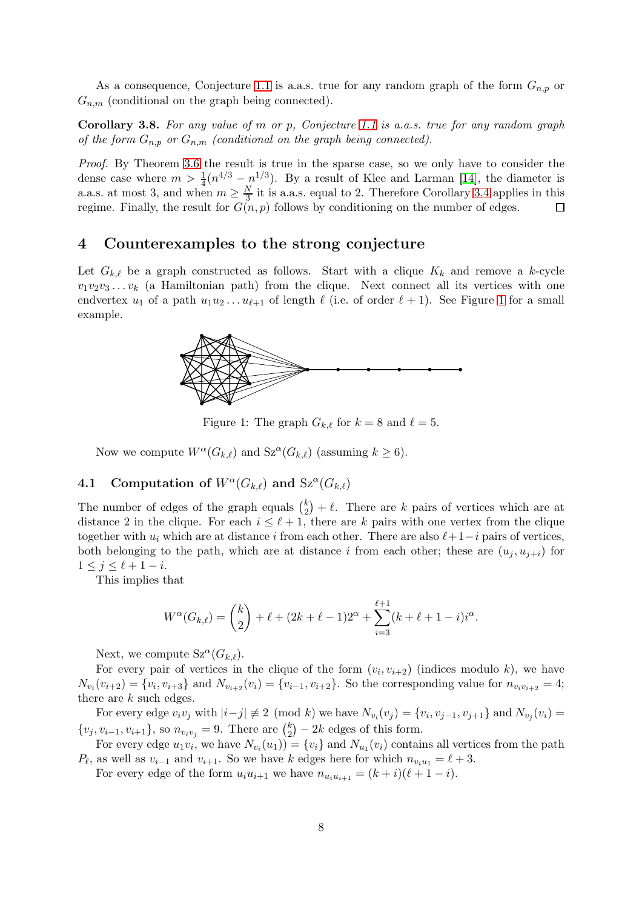As a consequence, Conjecture 1.1 is a.a.s. true for any random graph of the form $G_{n,p}$ or $G_{n,m}$ (conditional on the graph being connected).

**Corollary 3.8.** *For any value of $m$ or $p$, Conjecture 1.1 is a.a.s. true for any random graph of the form $G_{n,p}$ or $G_{n,m}$ (conditional on the graph being connected).*

*Proof.* By Theorem 3.6 the result is true in the sparse case, so we only have to consider the dense case where $m > \frac{1}{4}(n^{4/3} - n^{1/3})$. By a result of Klee and Larman [14], the diameter is a.a.s. at most 3, and when $m \geq \frac{N}{3}$ it is a.a.s. equal to 2. Therefore Corollary 3.4 applies in this regime. Finally, the result for $G(n,p)$ follows by conditioning on the number of edges. □

# 4 Counterexamples to the strong conjecture

Let $G_{k,\ell}$ be a graph constructed as follows. Start with a clique $K_k$ and remove a $k$-cycle $v_1v_2v_3\dots v_k$ (a Hamiltonian path) from the clique. Next connect all its vertices with one endvertex $u_1$ of a path $u_1u_2\dots u_{\ell+1}$ of length $\ell$ (i.e. of order $\ell+1$). See Figure 1 for a small example.

Figure 1: The graph $G_{k,\ell}$ for $k = 8$ and $\ell = 5$.

Now we compute $W^\alpha(G_{k,\ell})$ and $\mathrm{Sz}^\alpha(G_{k,\ell})$ (assuming $k \geq 6$).

## 4.1 Computation of $W^\alpha(G_{k,\ell})$ and $\mathrm{Sz}^\alpha(G_{k,\ell})$

The number of edges of the graph equals $\binom{k}{2} + \ell$. There are $k$ pairs of vertices which are at distance 2 in the clique. For each $i \leq \ell + 1$, there are $k$ pairs with one vertex from the clique together with $u_i$ which are at distance $i$ from each other. There are also $\ell+1-i$ pairs of vertices, both belonging to the path, which are at distance $i$ from each other; these are $(u_j, u_{j+i})$ for $1 \leq j \leq \ell + 1 - i$.

This implies that

$$W^\alpha(G_{k,\ell}) = \binom{k}{2} + \ell + (2k + \ell - 1)2^\alpha + \sum_{i=3}^{\ell+1}(k + \ell + 1 - i)i^\alpha.$$

Next, we compute $\mathrm{Sz}^\alpha(G_{k,\ell})$.

For every pair of vertices in the clique of the form $(v_i, v_{i+2})$ (indices modulo $k$), we have $N_{v_i}(v_{i+2}) = \{v_i, v_{i+3}\}$ and $N_{v_{i+2}}(v_i) = \{v_{i-1}, v_{i+2}\}$. So the corresponding value for $n_{v_iv_{i+2}} = 4$; there are $k$ such edges.

For every edge $v_iv_j$ with $|i-j| \not\equiv 2 \pmod{k}$ we have $N_{v_i}(v_j) = \{v_i, v_{j-1}, v_{j+1}\}$ and $N_{v_j}(v_i) = \{v_j, v_{i-1}, v_{i+1}\}$, so $n_{v_iv_j} = 9$. There are $\binom{k}{2} - 2k$ edges of this form.

For every edge $u_1v_i$, we have $N_{v_i}(u_1)) = \{v_i\}$ and $N_{u_1}(v_i)$ contains all vertices from the path $P_\ell$, as well as $v_{i-1}$ and $v_{i+1}$. So we have $k$ edges here for which $n_{v_iu_1} = \ell + 3$.

For every edge of the form $u_iu_{i+1}$ we have $n_{u_iu_{i+1}} = (k+i)(\ell + 1 - i)$.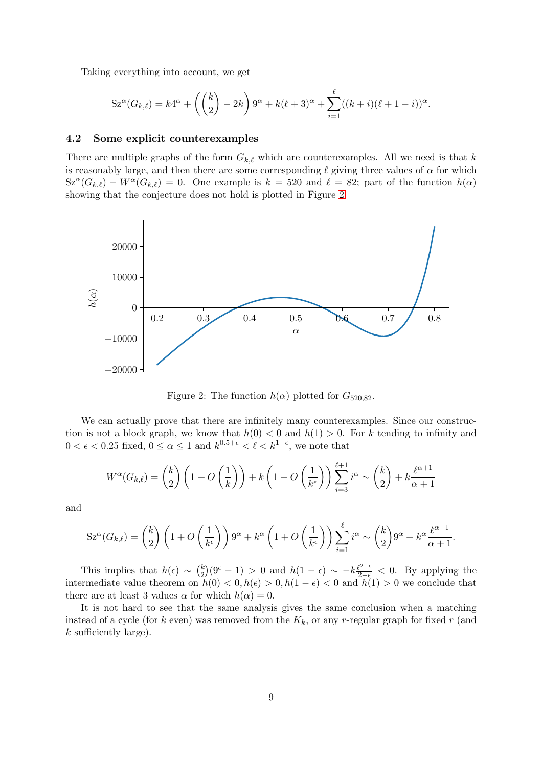Taking everything into account, we get

$$\mathrm{Sz}^\alpha(G_{k,\ell}) = k4^\alpha + \left(\binom{k}{2} - 2k\right)9^\alpha + k(\ell+3)^\alpha + \sum_{i=1}^{\ell}((k+i)(\ell+1-i))^\alpha.$$

### 4.2 Some explicit counterexamples

There are multiple graphs of the form $G_{k,\ell}$ which are counterexamples. All we need is that $k$ is reasonably large, and then there are some corresponding $\ell$ giving three values of $\alpha$ for which $\mathrm{Sz}^\alpha(G_{k,\ell}) - W^\alpha(G_{k,\ell}) = 0$. One example is $k = 520$ and $\ell = 82$; part of the function $h(\alpha)$ showing that the conjecture does not hold is plotted in Figure 2.

Figure 2: The function $h(\alpha)$ plotted for $G_{520,82}$.

We can actually prove that there are infinitely many counterexamples. Since our construction is not a block graph, we know that $h(0) < 0$ and $h(1) > 0$. For $k$ tending to infinity and $0 < \epsilon < 0.25$ fixed, $0 \le \alpha \le 1$ and $k^{0.5+\epsilon} < \ell < k^{1-\epsilon}$, we note that

$$W^\alpha(G_{k,\ell}) = \binom{k}{2}\left(1 + O\left(\frac{1}{k}\right)\right) + k\left(1 + O\left(\frac{1}{k^\epsilon}\right)\right)\sum_{i=3}^{\ell+1} i^\alpha \sim \binom{k}{2} + k\frac{\ell^{\alpha+1}}{\alpha+1}$$

and

$$\mathrm{Sz}^\alpha(G_{k,\ell}) = \binom{k}{2}\left(1 + O\left(\frac{1}{k^\epsilon}\right)\right)9^\alpha + k^\alpha\left(1 + O\left(\frac{1}{k^\epsilon}\right)\right)\sum_{i=1}^{\ell} i^\alpha \sim \binom{k}{2}9^\alpha + k^\alpha\frac{\ell^{\alpha+1}}{\alpha+1}.$$

This implies that $h(\epsilon) \sim \binom{k}{2}(9^\epsilon - 1) > 0$ and $h(1-\epsilon) \sim -k\frac{\ell^{2-\epsilon}}{2-\epsilon} < 0$. By applying the intermediate value theorem on $h(0) < 0, h(\epsilon) > 0, h(1-\epsilon) < 0$ and $h(1) > 0$ we conclude that there are at least 3 values $\alpha$ for which $h(\alpha) = 0$.

It is not hard to see that the same analysis gives the same conclusion when a matching instead of a cycle (for $k$ even) was removed from the $K_k$, or any $r$-regular graph for fixed $r$ (and $k$ sufficiently large).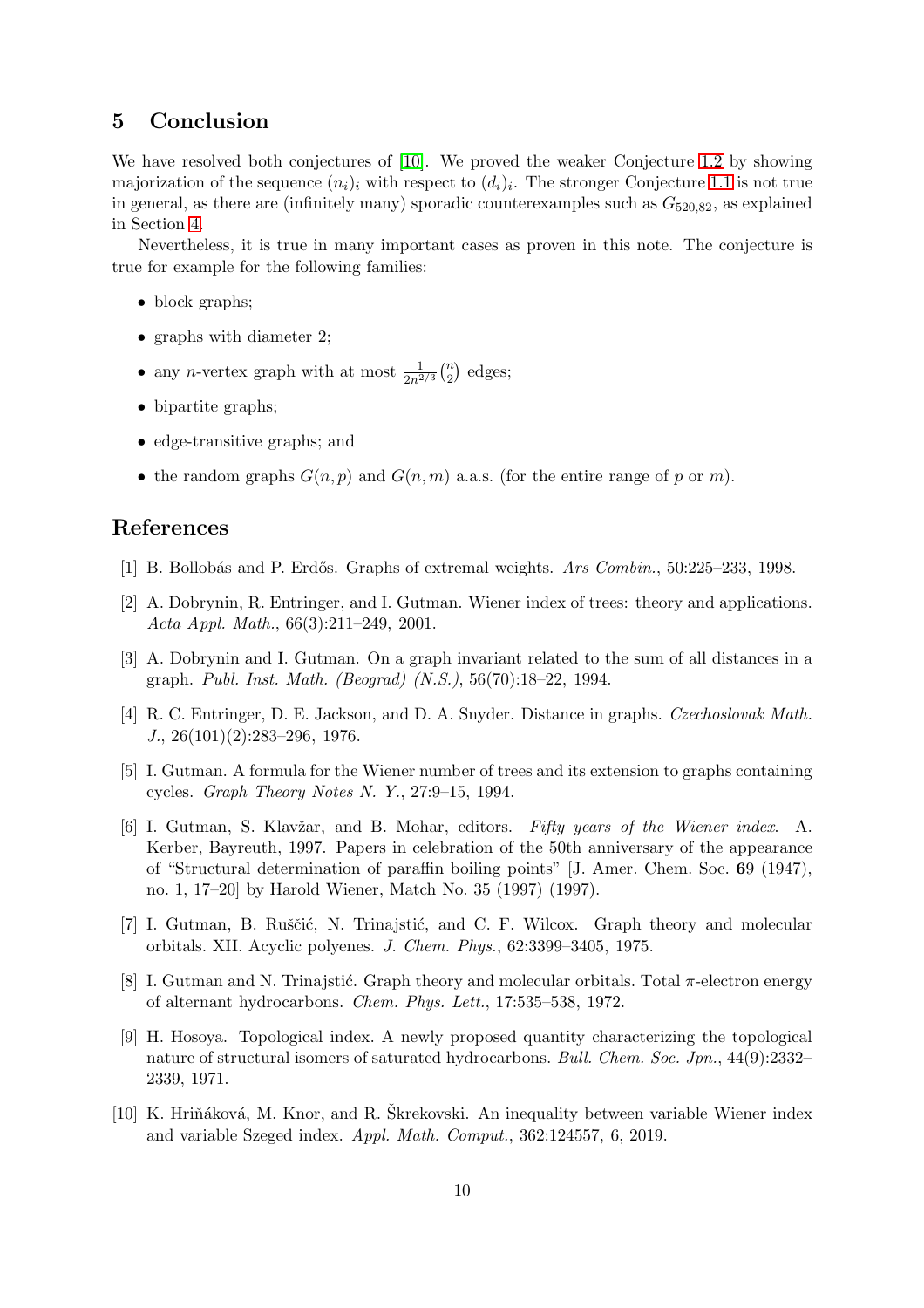## 5 Conclusion

We have resolved both conjectures of [10]. We proved the weaker Conjecture 1.2 by showing majorization of the sequence $(n_i)_i$ with respect to $(d_i)_i$. The stronger Conjecture 1.1 is not true in general, as there are (infinitely many) sporadic counterexamples such as $G_{520,82}$, as explained in Section 4.

Nevertheless, it is true in many important cases as proven in this note. The conjecture is true for example for the following families:

- block graphs;
- graphs with diameter 2;
- any $n$-vertex graph with at most $\frac{1}{2n^{2/3}}\binom{n}{2}$ edges;
- bipartite graphs;
- edge-transitive graphs; and
- the random graphs $G(n,p)$ and $G(n,m)$ a.a.s. (for the entire range of $p$ or $m$).

## References

[1] B. Bollobás and P. Erdős. Graphs of extremal weights. *Ars Combin.*, 50:225–233, 1998.

[2] A. Dobrynin, R. Entringer, and I. Gutman. Wiener index of trees: theory and applications. *Acta Appl. Math.*, 66(3):211–249, 2001.

[3] A. Dobrynin and I. Gutman. On a graph invariant related to the sum of all distances in a graph. *Publ. Inst. Math. (Beograd) (N.S.)*, 56(70):18–22, 1994.

[4] R. C. Entringer, D. E. Jackson, and D. A. Snyder. Distance in graphs. *Czechoslovak Math. J.*, 26(101)(2):283–296, 1976.

[5] I. Gutman. A formula for the Wiener number of trees and its extension to graphs containing cycles. *Graph Theory Notes N. Y.*, 27:9–15, 1994.

[6] I. Gutman, S. Klavžar, and B. Mohar, editors. *Fifty years of the Wiener index*. A. Kerber, Bayreuth, 1997. Papers in celebration of the 50th anniversary of the appearance of "Structural determination of paraffin boiling points" [J. Amer. Chem. Soc. **6**9 (1947), no. 1, 17–20] by Harold Wiener, Match No. 35 (1997) (1997).

[7] I. Gutman, B. Ruščić, N. Trinajstić, and C. F. Wilcox. Graph theory and molecular orbitals. XII. Acyclic polyenes. *J. Chem. Phys.*, 62:3399–3405, 1975.

[8] I. Gutman and N. Trinajstić. Graph theory and molecular orbitals. Total $\pi$-electron energy of alternant hydrocarbons. *Chem. Phys. Lett.*, 17:535–538, 1972.

[9] H. Hosoya. Topological index. A newly proposed quantity characterizing the topological nature of structural isomers of saturated hydrocarbons. *Bull. Chem. Soc. Jpn.*, 44(9):2332–2339, 1971.

[10] K. Hriňáková, M. Knor, and R. Škrekovski. An inequality between variable Wiener index and variable Szeged index. *Appl. Math. Comput.*, 362:124557, 6, 2019.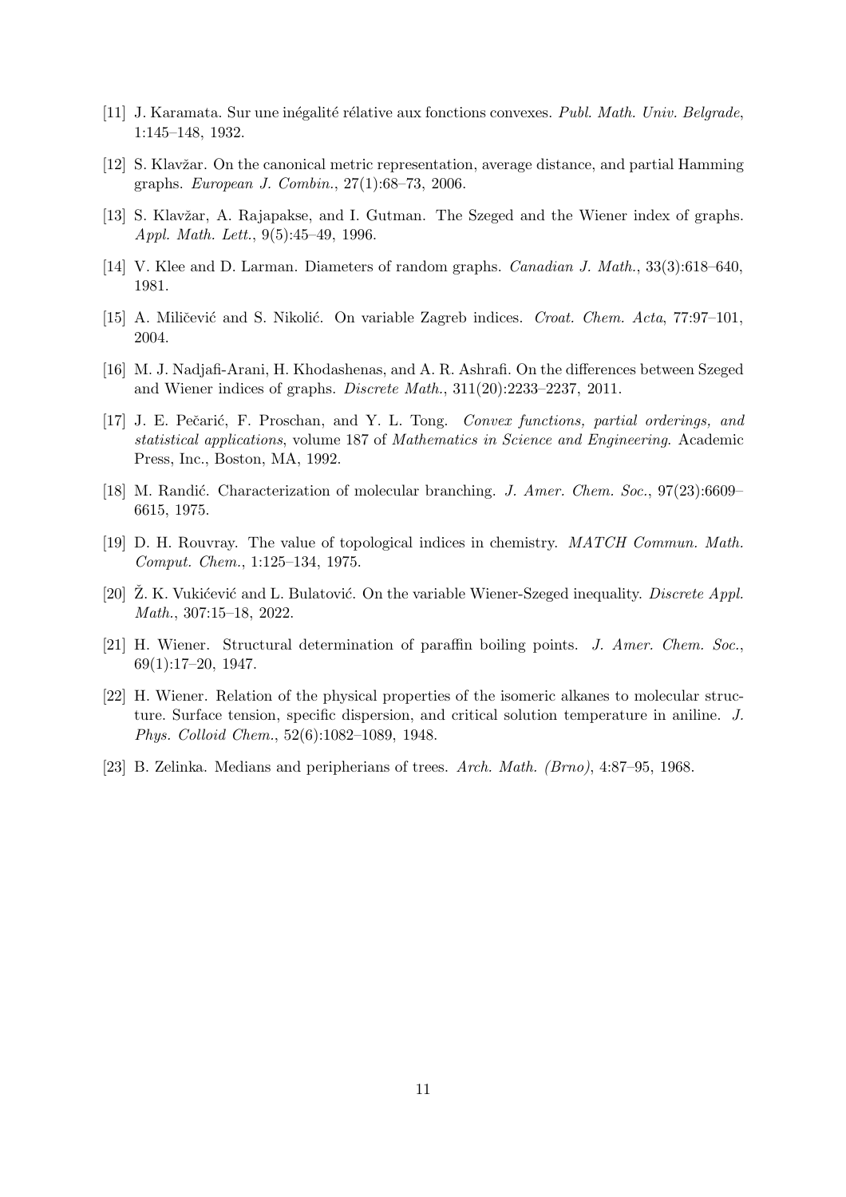[11] J. Karamata. Sur une inégalité rélative aux fonctions convexes. *Publ. Math. Univ. Belgrade*, 1:145–148, 1932.

[12] S. Klavžar. On the canonical metric representation, average distance, and partial Hamming graphs. *European J. Combin.*, 27(1):68–73, 2006.

[13] S. Klavžar, A. Rajapakse, and I. Gutman. The Szeged and the Wiener index of graphs. *Appl. Math. Lett.*, 9(5):45–49, 1996.

[14] V. Klee and D. Larman. Diameters of random graphs. *Canadian J. Math.*, 33(3):618–640, 1981.

[15] A. Miličević and S. Nikolić. On variable Zagreb indices. *Croat. Chem. Acta*, 77:97–101, 2004.

[16] M. J. Nadjafi-Arani, H. Khodashenas, and A. R. Ashrafi. On the differences between Szeged and Wiener indices of graphs. *Discrete Math.*, 311(20):2233–2237, 2011.

[17] J. E. Pečarić, F. Proschan, and Y. L. Tong. *Convex functions, partial orderings, and statistical applications*, volume 187 of *Mathematics in Science and Engineering*. Academic Press, Inc., Boston, MA, 1992.

[18] M. Randić. Characterization of molecular branching. *J. Amer. Chem. Soc.*, 97(23):6609–6615, 1975.

[19] D. H. Rouvray. The value of topological indices in chemistry. *MATCH Commun. Math. Comput. Chem.*, 1:125–134, 1975.

[20] Ž. K. Vukićević and L. Bulatović. On the variable Wiener-Szeged inequality. *Discrete Appl. Math.*, 307:15–18, 2022.

[21] H. Wiener. Structural determination of paraffin boiling points. *J. Amer. Chem. Soc.*, 69(1):17–20, 1947.

[22] H. Wiener. Relation of the physical properties of the isomeric alkanes to molecular structure. Surface tension, specific dispersion, and critical solution temperature in aniline. *J. Phys. Colloid Chem.*, 52(6):1082–1089, 1948.

[23] B. Zelinka. Medians and peripherians of trees. *Arch. Math. (Brno)*, 4:87–95, 1968.